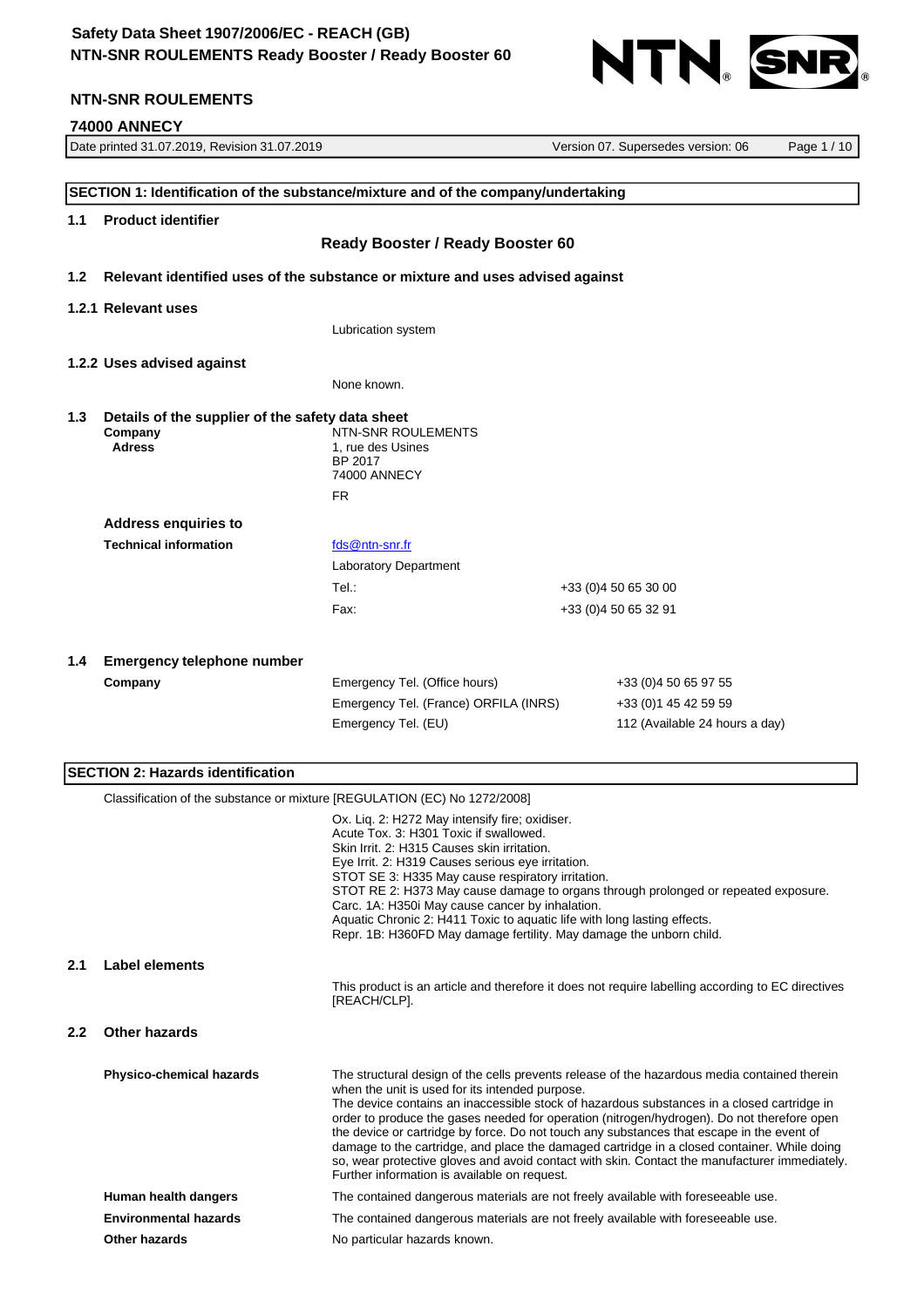## SECTION 1: Identification of the substance/mixture and of the company/undertaking

### 1.1 Product identifier

**Ready Booster / Ready Booster 60**

### 1.2 Relevant identified uses of the substance or mixture and uses advised against

#### 1.2.1 Relevant uses

Lubrication system

#### 1.2.2 Uses advised against

None known.

### 1.3 Details of the supplier of the safety data sheet

**Company** NTN-SNR ROULEMENTS
**Adress** 1, rue des Usines
BP 2017
74000 ANNECY
FR

**Address enquiries to**

**Technical information** fds@ntn-snr.fr

Laboratory Department

| | |
|---|---|
| Tel.: | +33 (0)4 50 65 30 00 |
| Fax: | +33 (0)4 50 65 32 91 |

### 1.4 Emergency telephone number

| | | |
|---|---|---|
| **Company** | Emergency Tel. (Office hours) | +33 (0)4 50 65 97 55 |
| | Emergency Tel. (France) ORFILA (INRS) | +33 (0)1 45 42 59 59 |
| | Emergency Tel. (EU) | 112 (Available 24 hours a day) |

## SECTION 2: Hazards identification

Classification of the substance or mixture [REGULATION (EC) No 1272/2008]

Ox. Liq. 2: H272 May intensify fire; oxidiser.
Acute Tox. 3: H301 Toxic if swallowed.
Skin Irrit. 2: H315 Causes skin irritation.
Eye Irrit. 2: H319 Causes serious eye irritation.
STOT SE 3: H335 May cause respiratory irritation.
STOT RE 2: H373 May cause damage to organs through prolonged or repeated exposure.
Carc. 1A: H350i May cause cancer by inhalation.
Aquatic Chronic 2: H411 Toxic to aquatic life with long lasting effects.
Repr. 1B: H360FD May damage fertility. May damage the unborn child.

### 2.1 Label elements

This product is an article and therefore it does not require labelling according to EC directives [REACH/CLP].

### 2.2 Other hazards

**Physico-chemical hazards**

The structural design of the cells prevents release of the hazardous media contained therein when the unit is used for its intended purpose.
The device contains an inaccessible stock of hazardous substances in a closed cartridge in order to produce the gases needed for operation (nitrogen/hydrogen). Do not therefore open the device or cartridge by force. Do not touch any substances that escape in the event of damage to the cartridge, and place the damaged cartridge in a closed container. While doing so, wear protective gloves and avoid contact with skin. Contact the manufacturer immediately. Further information is available on request.

**Human health dangers** The contained dangerous materials are not freely available with foreseeable use.

**Environmental hazards** The contained dangerous materials are not freely available with foreseeable use.

**Other hazards** No particular hazards known.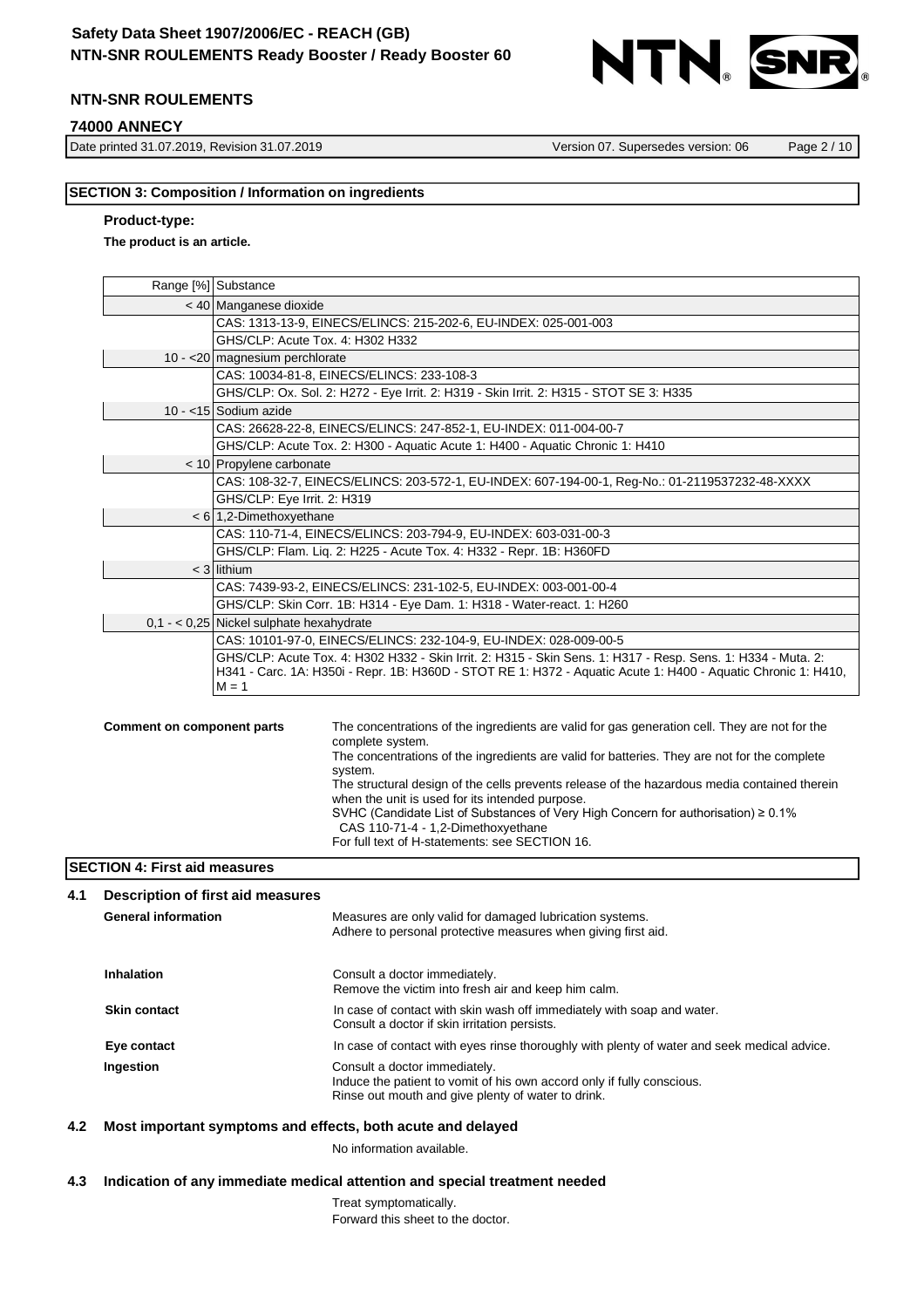## SECTION 3: Composition / Information on ingredients

**Product-type:**

**The product is an article.**

| Range [%] | Substance |
|---|---|
| < 40 | Manganese dioxide |
| | CAS: 1313-13-9, EINECS/ELINCS: 215-202-6, EU-INDEX: 025-001-003 |
| | GHS/CLP: Acute Tox. 4: H302 H332 |
| 10 - <20 | magnesium perchlorate |
| | CAS: 10034-81-8, EINECS/ELINCS: 233-108-3 |
| | GHS/CLP: Ox. Sol. 2: H272 - Eye Irrit. 2: H319 - Skin Irrit. 2: H315 - STOT SE 3: H335 |
| 10 - <15 | Sodium azide |
| | CAS: 26628-22-8, EINECS/ELINCS: 247-852-1, EU-INDEX: 011-004-00-7 |
| | GHS/CLP: Acute Tox. 2: H300 - Aquatic Acute 1: H400 - Aquatic Chronic 1: H410 |
| < 10 | Propylene carbonate |
| | CAS: 108-32-7, EINECS/ELINCS: 203-572-1, EU-INDEX: 607-194-00-1, Reg-No.: 01-2119537232-48-XXXX |
| | GHS/CLP: Eye Irrit. 2: H319 |
| < 6 | 1,2-Dimethoxyethane |
| | CAS: 110-71-4, EINECS/ELINCS: 203-794-9, EU-INDEX: 603-031-00-3 |
| | GHS/CLP: Flam. Liq. 2: H225 - Acute Tox. 4: H332 - Repr. 1B: H360FD |
| < 3 | lithium |
| | CAS: 7439-93-2, EINECS/ELINCS: 231-102-5, EU-INDEX: 003-001-00-4 |
| | GHS/CLP: Skin Corr. 1B: H314 - Eye Dam. 1: H318 - Water-react. 1: H260 |
| 0,1 - < 0,25 | Nickel sulphate hexahydrate |
| | CAS: 10101-97-0, EINECS/ELINCS: 232-104-9, EU-INDEX: 028-009-00-5 |
| | GHS/CLP: Acute Tox. 4: H302 H332 - Skin Irrit. 2: H315 - Skin Sens. 1: H317 - Resp. Sens. 1: H334 - Muta. 2: H341 - Carc. 1A: H350i - Repr. 1B: H360D - STOT RE 1: H372 - Aquatic Acute 1: H400 - Aquatic Chronic 1: H410, M = 1 |

**Comment on component parts**

The concentrations of the ingredients are valid for gas generation cell. They are not for the complete system.
The concentrations of the ingredients are valid for batteries. They are not for the complete system.
The structural design of the cells prevents release of the hazardous media contained therein when the unit is used for its intended purpose.
SVHC (Candidate List of Substances of Very High Concern for authorisation) ≥ 0.1%
CAS 110-71-4 - 1,2-Dimethoxyethane
For full text of H-statements: see SECTION 16.

## SECTION 4: First aid measures

### 4.1 Description of first aid measures

**General information**

Measures are only valid for damaged lubrication systems.
Adhere to personal protective measures when giving first aid.

**Inhalation**

Consult a doctor immediately.
Remove the victim into fresh air and keep him calm.

**Skin contact**

In case of contact with skin wash off immediately with soap and water.
Consult a doctor if skin irritation persists.

**Eye contact**

In case of contact with eyes rinse thoroughly with plenty of water and seek medical advice.

**Ingestion**

Consult a doctor immediately.
Induce the patient to vomit of his own accord only if fully conscious.
Rinse out mouth and give plenty of water to drink.

### 4.2 Most important symptoms and effects, both acute and delayed

No information available.

### 4.3 Indication of any immediate medical attention and special treatment needed

Treat symptomatically.
Forward this sheet to the doctor.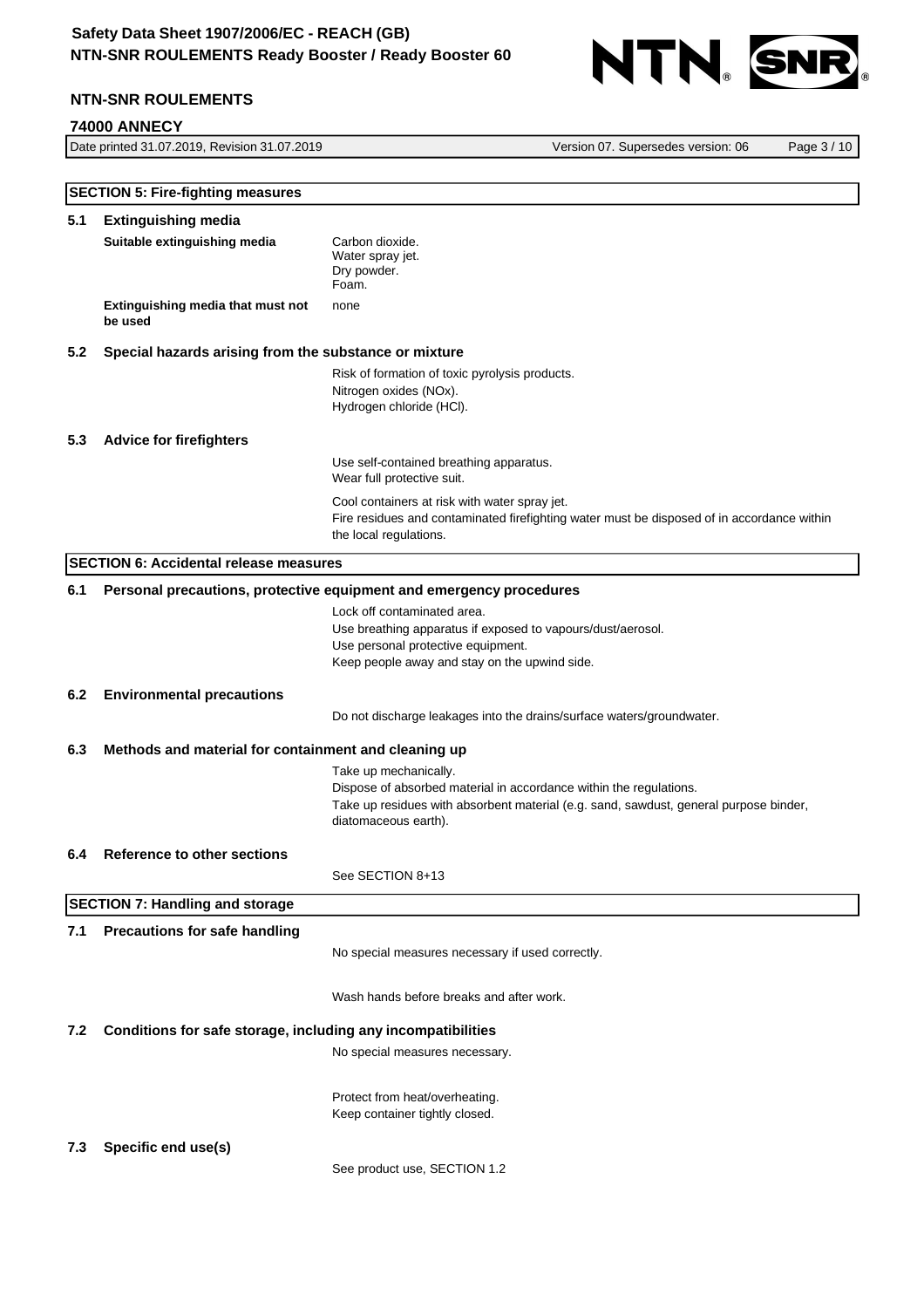## SECTION 5: Fire-fighting measures

### 5.1 Extinguishing media

**Suitable extinguishing media**

Carbon dioxide.
Water spray jet.
Dry powder.
Foam.

**Extinguishing media that must not be used**

none

### 5.2 Special hazards arising from the substance or mixture

Risk of formation of toxic pyrolysis products.
Nitrogen oxides (NOx).
Hydrogen chloride (HCl).

### 5.3 Advice for firefighters

Use self-contained breathing apparatus.
Wear full protective suit.

Cool containers at risk with water spray jet.
Fire residues and contaminated firefighting water must be disposed of in accordance within the local regulations.

## SECTION 6: Accidental release measures

### 6.1 Personal precautions, protective equipment and emergency procedures

Lock off contaminated area.
Use breathing apparatus if exposed to vapours/dust/aerosol.
Use personal protective equipment.
Keep people away and stay on the upwind side.

### 6.2 Environmental precautions

Do not discharge leakages into the drains/surface waters/groundwater.

### 6.3 Methods and material for containment and cleaning up

Take up mechanically.
Dispose of absorbed material in accordance within the regulations.
Take up residues with absorbent material (e.g. sand, sawdust, general purpose binder, diatomaceous earth).

### 6.4 Reference to other sections

See SECTION 8+13

## SECTION 7: Handling and storage

### 7.1 Precautions for safe handling

No special measures necessary if used correctly.

Wash hands before breaks and after work.

### 7.2 Conditions for safe storage, including any incompatibilities

No special measures necessary.

Protect from heat/overheating.
Keep container tightly closed.

### 7.3 Specific end use(s)

See product use, SECTION 1.2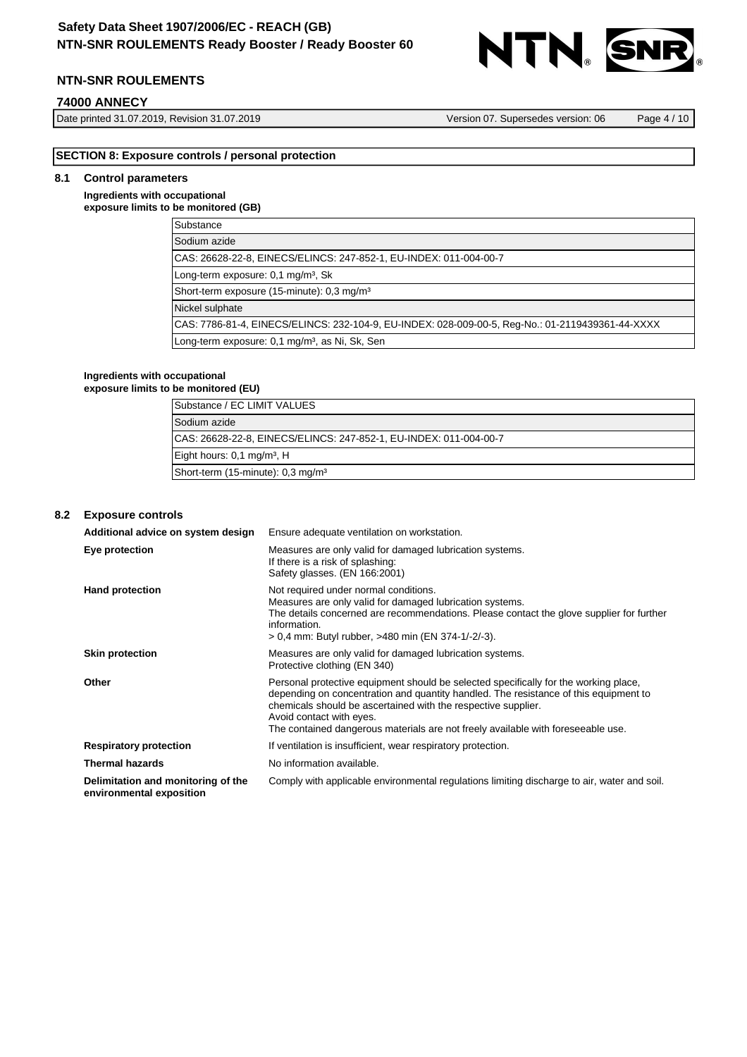## SECTION 8: Exposure controls / personal protection

### 8.1 Control parameters

**Ingredients with occupational exposure limits to be monitored (GB)**

| Substance |
|---|
| Sodium azide |
| CAS: 26628-22-8, EINECS/ELINCS: 247-852-1, EU-INDEX: 011-004-00-7 |
| Long-term exposure: 0,1 mg/m³, Sk |
| Short-term exposure (15-minute): 0,3 mg/m³ |
| Nickel sulphate |
| CAS: 7786-81-4, EINECS/ELINCS: 232-104-9, EU-INDEX: 028-009-00-5, Reg-No.: 01-2119439361-44-XXXX |
| Long-term exposure: 0,1 mg/m³, as Ni, Sk, Sen |

**Ingredients with occupational exposure limits to be monitored (EU)**

| Substance / EC LIMIT VALUES |
|---|
| Sodium azide |
| CAS: 26628-22-8, EINECS/ELINCS: 247-852-1, EU-INDEX: 011-004-00-7 |
| Eight hours: 0,1 mg/m³, H |
| Short-term (15-minute): 0,3 mg/m³ |

### 8.2 Exposure controls

**Additional advice on system design**
Ensure adequate ventilation on workstation.

**Eye protection**
Measures are only valid for damaged lubrication systems.
If there is a risk of splashing:
Safety glasses. (EN 166:2001)

**Hand protection**
Not required under normal conditions.
Measures are only valid for damaged lubrication systems.
The details concerned are recommendations. Please contact the glove supplier for further information.
> 0,4 mm: Butyl rubber, >480 min (EN 374-1/-2/-3).

**Skin protection**
Measures are only valid for damaged lubrication systems.
Protective clothing (EN 340)

**Other**
Personal protective equipment should be selected specifically for the working place, depending on concentration and quantity handled. The resistance of this equipment to chemicals should be ascertained with the respective supplier.
Avoid contact with eyes.
The contained dangerous materials are not freely available with foreseeable use.

**Respiratory protection**
If ventilation is insufficient, wear respiratory protection.

**Thermal hazards**
No information available.

**Delimitation and monitoring of the environmental exposition**
Comply with applicable environmental regulations limiting discharge to air, water and soil.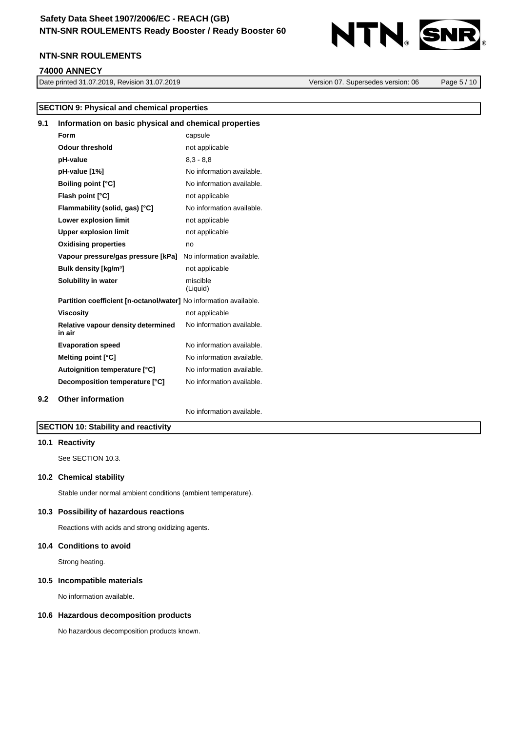## SECTION 9: Physical and chemical properties

### 9.1 Information on basic physical and chemical properties

| | |
|---|---|
| **Form** | capsule |
| **Odour threshold** | not applicable |
| **pH-value** | 8,3 - 8,8 |
| **pH-value [1%]** | No information available. |
| **Boiling point [°C]** | No information available. |
| **Flash point [°C]** | not applicable |
| **Flammability (solid, gas) [°C]** | No information available. |
| **Lower explosion limit** | not applicable |
| **Upper explosion limit** | not applicable |
| **Oxidising properties** | no |
| **Vapour pressure/gas pressure [kPa]** | No information available. |
| **Bulk density [kg/m³]** | not applicable |
| **Solubility in water** | miscible (Liquid) |
| **Partition coefficient [n-octanol/water]** | No information available. |
| **Viscosity** | not applicable |
| **Relative vapour density determined in air** | No information available. |
| **Evaporation speed** | No information available. |
| **Melting point [°C]** | No information available. |
| **Autoignition temperature [°C]** | No information available. |
| **Decomposition temperature [°C]** | No information available. |

### 9.2 Other information

No information available.

## SECTION 10: Stability and reactivity

### 10.1 Reactivity

See SECTION 10.3.

### 10.2 Chemical stability

Stable under normal ambient conditions (ambient temperature).

### 10.3 Possibility of hazardous reactions

Reactions with acids and strong oxidizing agents.

### 10.4 Conditions to avoid

Strong heating.

### 10.5 Incompatible materials

No information available.

### 10.6 Hazardous decomposition products

No hazardous decomposition products known.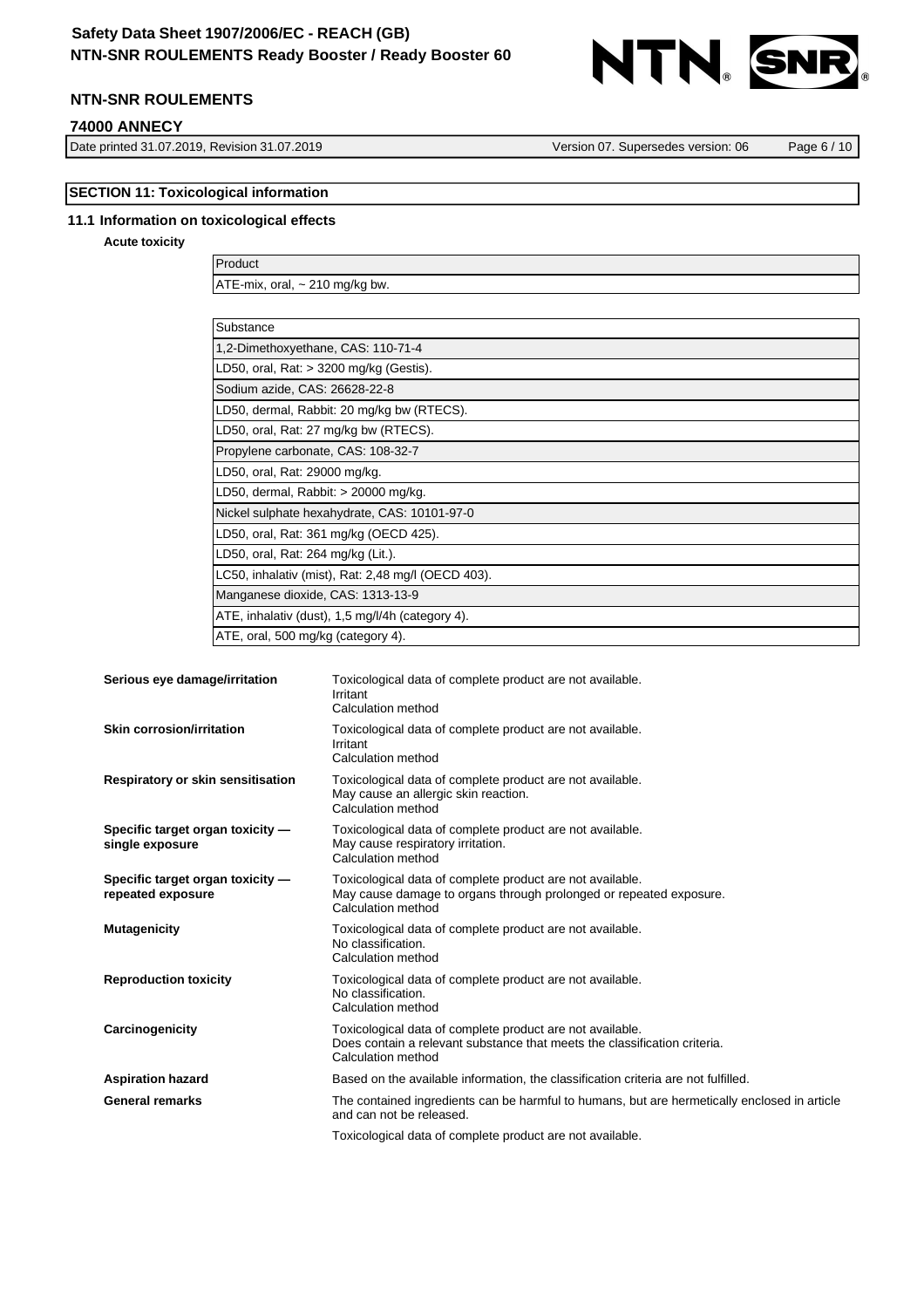## SECTION 11: Toxicological information

### 11.1 Information on toxicological effects

**Acute toxicity**

| Product |
|---|
| ATE-mix, oral, ~ 210 mg/kg bw. |

| Substance |
|---|
| 1,2-Dimethoxyethane, CAS: 110-71-4 |
| LD50, oral, Rat: > 3200 mg/kg (Gestis). |
| Sodium azide, CAS: 26628-22-8 |
| LD50, dermal, Rabbit: 20 mg/kg bw (RTECS). |
| LD50, oral, Rat: 27 mg/kg bw (RTECS). |
| Propylene carbonate, CAS: 108-32-7 |
| LD50, oral, Rat: 29000 mg/kg. |
| LD50, dermal, Rabbit: > 20000 mg/kg. |
| Nickel sulphate hexahydrate, CAS: 10101-97-0 |
| LD50, oral, Rat: 361 mg/kg (OECD 425). |
| LD50, oral, Rat: 264 mg/kg (Lit.). |
| LC50, inhalativ (mist), Rat: 2,48 mg/l (OECD 403). |
| Manganese dioxide, CAS: 1313-13-9 |
| ATE, inhalativ (dust), 1,5 mg/l/4h (category 4). |
| ATE, oral, 500 mg/kg (category 4). |

**Serious eye damage/irritation**
Toxicological data of complete product are not available.
Irritant
Calculation method

**Skin corrosion/irritation**
Toxicological data of complete product are not available.
Irritant
Calculation method

**Respiratory or skin sensitisation**
Toxicological data of complete product are not available.
May cause an allergic skin reaction.
Calculation method

**Specific target organ toxicity — single exposure**
Toxicological data of complete product are not available.
May cause respiratory irritation.
Calculation method

**Specific target organ toxicity — repeated exposure**
Toxicological data of complete product are not available.
May cause damage to organs through prolonged or repeated exposure.
Calculation method

**Mutagenicity**
Toxicological data of complete product are not available.
No classification.
Calculation method

**Reproduction toxicity**
Toxicological data of complete product are not available.
No classification.
Calculation method

**Carcinogenicity**
Toxicological data of complete product are not available.
Does contain a relevant substance that meets the classification criteria.
Calculation method

**Aspiration hazard**
Based on the available information, the classification criteria are not fulfilled.

**General remarks**
The contained ingredients can be harmful to humans, but are hermetically enclosed in article and can not be released.

Toxicological data of complete product are not available.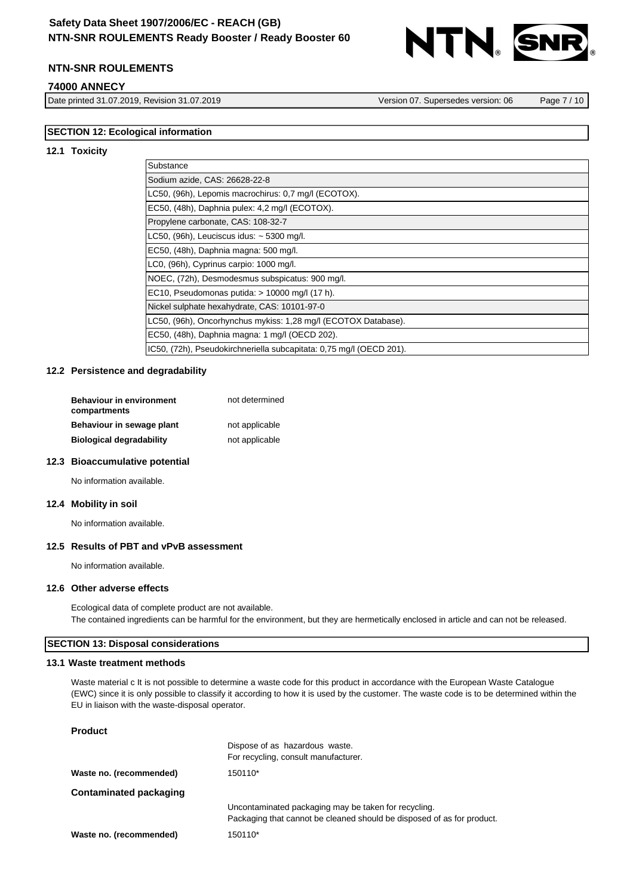## SECTION 12: Ecological information

### 12.1 Toxicity

| Substance |
|---|
| Sodium azide, CAS: 26628-22-8 |
| LC50, (96h), Lepomis macrochirus: 0,7 mg/l (ECOTOX). |
| EC50, (48h), Daphnia pulex: 4,2 mg/l (ECOTOX). |
| Propylene carbonate, CAS: 108-32-7 |
| LC50, (96h), Leuciscus idus: ~ 5300 mg/l. |
| EC50, (48h), Daphnia magna: 500 mg/l. |
| LC0, (96h), Cyprinus carpio: 1000 mg/l. |
| NOEC, (72h), Desmodesmus subspicatus: 900 mg/l. |
| EC10, Pseudomonas putida: > 10000 mg/l (17 h). |
| Nickel sulphate hexahydrate, CAS: 10101-97-0 |
| LC50, (96h), Oncorhynchus mykiss: 1,28 mg/l (ECOTOX Database). |
| EC50, (48h), Daphnia magna: 1 mg/l (OECD 202). |
| IC50, (72h), Pseudokirchneriella subcapitata: 0,75 mg/l (OECD 201). |

### 12.2 Persistence and degradability

| | |
|---|---|
| **Behaviour in environment compartments** | not determined |
| **Behaviour in sewage plant** | not applicable |
| **Biological degradability** | not applicable |

### 12.3 Bioaccumulative potential

No information available.

### 12.4 Mobility in soil

No information available.

### 12.5 Results of PBT and vPvB assessment

No information available.

### 12.6 Other adverse effects

Ecological data of complete product are not available.
The contained ingredients can be harmful for the environment, but they are hermetically enclosed in article and can not be released.

## SECTION 13: Disposal considerations

### 13.1 Waste treatment methods

Waste material c It is not possible to determine a waste code for this product in accordance with the European Waste Catalogue (EWC) since it is only possible to classify it according to how it is used by the customer. The waste code is to be determined within the EU in liaison with the waste-disposal operator.

**Product**

Dispose of as hazardous waste.
For recycling, consult manufacturer.

**Waste no. (recommended)** 150110*

**Contaminated packaging**

Uncontaminated packaging may be taken for recycling.
Packaging that cannot be cleaned should be disposed of as for product.

**Waste no. (recommended)** 150110*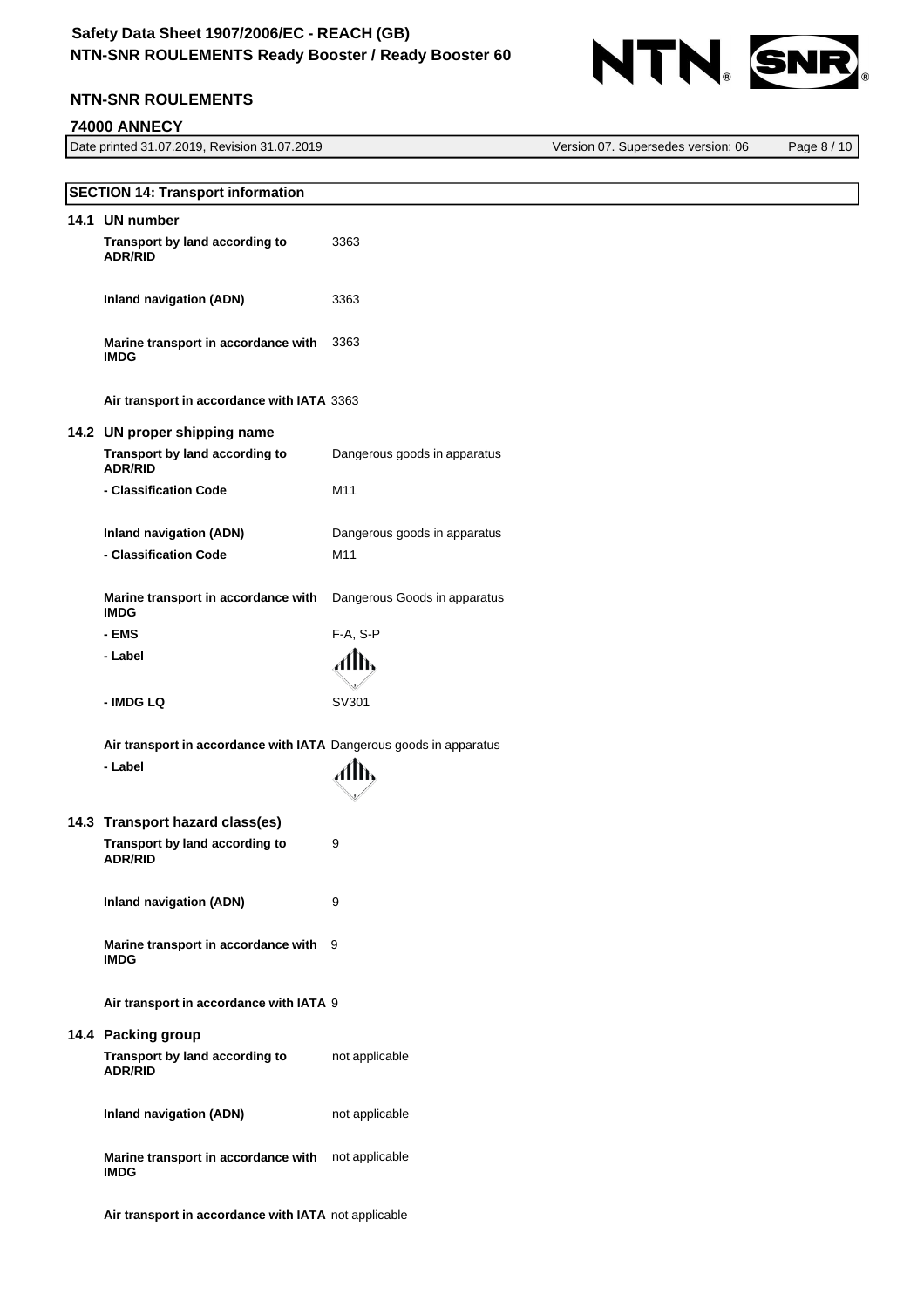## SECTION 14: Transport information

### 14.1 UN number

| | |
|---|---|
| **Transport by land according to ADR/RID** | 3363 |
| **Inland navigation (ADN)** | 3363 |
| **Marine transport in accordance with IMDG** | 3363 |
| **Air transport in accordance with IATA** | 3363 |

### 14.2 UN proper shipping name

| | |
|---|---|
| **Transport by land according to ADR/RID** | Dangerous goods in apparatus |
| **- Classification Code** | M11 |
| **Inland navigation (ADN)** | Dangerous goods in apparatus |
| **- Classification Code** | M11 |
| **Marine transport in accordance with IMDG** | Dangerous Goods in apparatus |
| **- EMS** | F-A, S-P |
| **- Label** | |
| **- IMDG LQ** | SV301 |
| **Air transport in accordance with IATA** | Dangerous goods in apparatus |
| **- Label** | |

### 14.3 Transport hazard class(es)

| | |
|---|---|
| **Transport by land according to ADR/RID** | 9 |
| **Inland navigation (ADN)** | 9 |
| **Marine transport in accordance with IMDG** | 9 |
| **Air transport in accordance with IATA** | 9 |

### 14.4 Packing group

| | |
|---|---|
| **Transport by land according to ADR/RID** | not applicable |
| **Inland navigation (ADN)** | not applicable |
| **Marine transport in accordance with IMDG** | not applicable |
| **Air transport in accordance with IATA** | not applicable |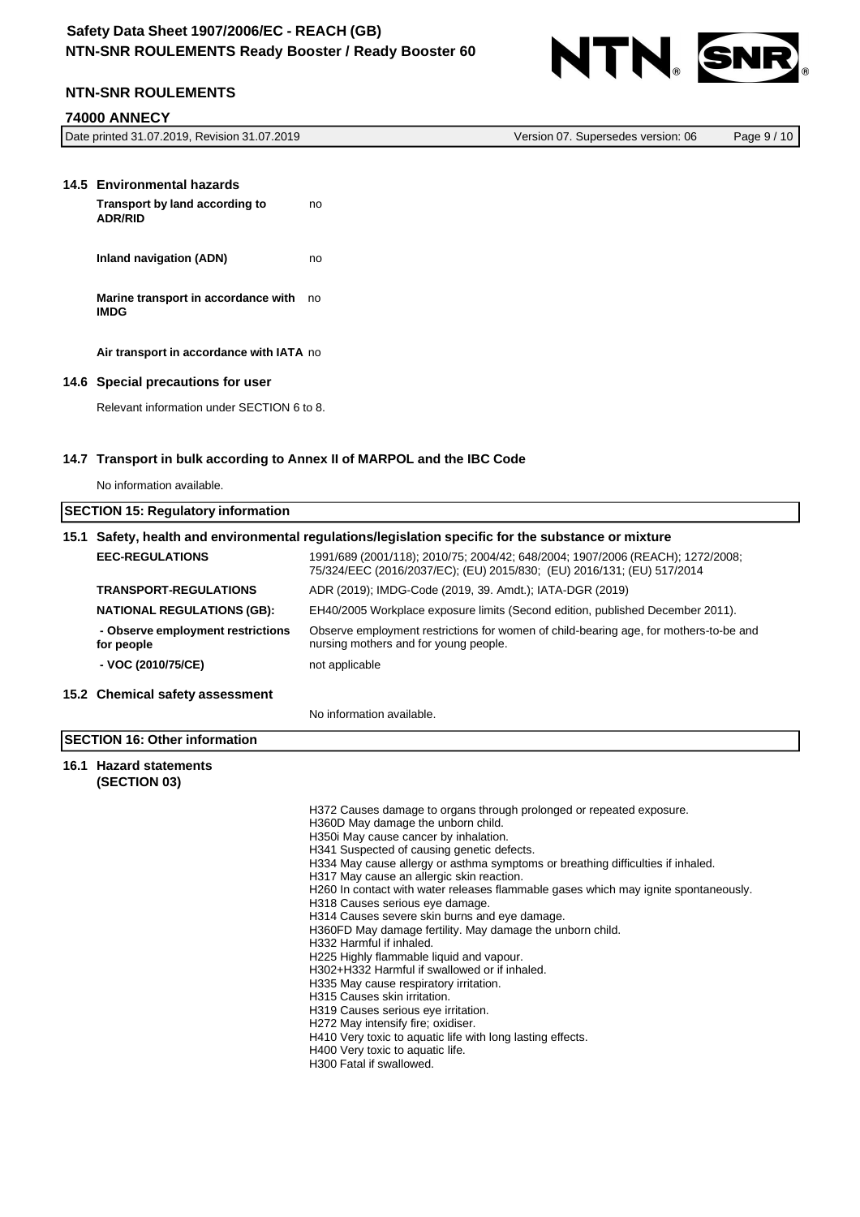### 14.5 Environmental hazards

| | |
|---|---|
| **Transport by land according to ADR/RID** | no |
| **Inland navigation (ADN)** | no |
| **Marine transport in accordance with IMDG** | no |
| **Air transport in accordance with IATA** | no |

### 14.6 Special precautions for user

Relevant information under SECTION 6 to 8.

### 14.7 Transport in bulk according to Annex II of MARPOL and the IBC Code

No information available.

## SECTION 15: Regulatory information

### 15.1 Safety, health and environmental regulations/legislation specific for the substance or mixture

| | |
|---|---|
| **EEC-REGULATIONS** | 1991/689 (2001/118); 2010/75; 2004/42; 648/2004; 1907/2006 (REACH); 1272/2008; 75/324/EEC (2016/2037/EC); (EU) 2015/830; (EU) 2016/131; (EU) 517/2014 |
| **TRANSPORT-REGULATIONS** | ADR (2019); IMDG-Code (2019, 39. Amdt.); IATA-DGR (2019) |
| **NATIONAL REGULATIONS (GB):** | EH40/2005 Workplace exposure limits (Second edition, published December 2011). |
| **- Observe employment restrictions for people** | Observe employment restrictions for women of child-bearing age, for mothers-to-be and nursing mothers and for young people. |
| **- VOC (2010/75/CE)** | not applicable |

### 15.2 Chemical safety assessment

No information available.

## SECTION 16: Other information

### 16.1 Hazard statements (SECTION 03)

H372 Causes damage to organs through prolonged or repeated exposure.
H360D May damage the unborn child.
H350i May cause cancer by inhalation.
H341 Suspected of causing genetic defects.
H334 May cause allergy or asthma symptoms or breathing difficulties if inhaled.
H317 May cause an allergic skin reaction.
H260 In contact with water releases flammable gases which may ignite spontaneously.
H318 Causes serious eye damage.
H314 Causes severe skin burns and eye damage.
H360FD May damage fertility. May damage the unborn child.
H332 Harmful if inhaled.
H225 Highly flammable liquid and vapour.
H302+H332 Harmful if swallowed or if inhaled.
H335 May cause respiratory irritation.
H315 Causes skin irritation.
H319 Causes serious eye irritation.
H272 May intensify fire; oxidiser.
H410 Very toxic to aquatic life with long lasting effects.
H400 Very toxic to aquatic life.
H300 Fatal if swallowed.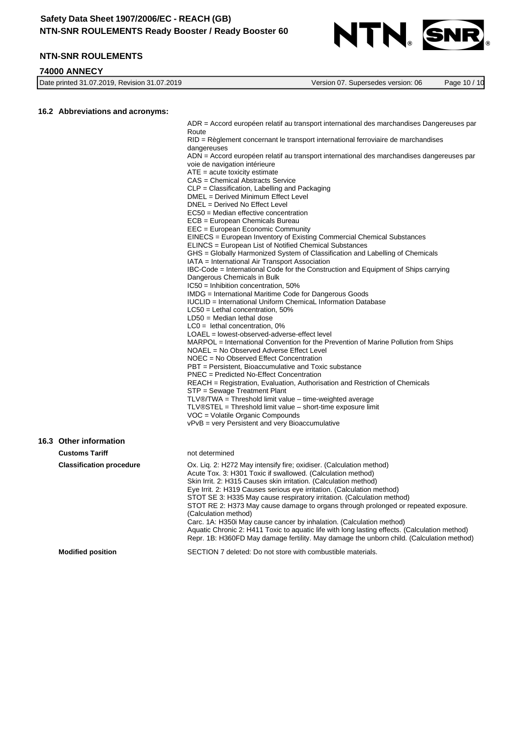## 16.2 Abbreviations and acronyms:

ADR = Accord européen relatif au transport international des marchandises Dangereuses par Route
RID = Règlement concernant le transport international ferroviaire de marchandises dangereuses
ADN = Accord européen relatif au transport international des marchandises dangereuses par voie de navigation intérieure
ATE = acute toxicity estimate
CAS = Chemical Abstracts Service
CLP = Classification, Labelling and Packaging
DMEL = Derived Minimum Effect Level
DNEL = Derived No Effect Level
EC50 = Median effective concentration
ECB = European Chemicals Bureau
EEC = European Economic Community
EINECS = European Inventory of Existing Commercial Chemical Substances
ELINCS = European List of Notified Chemical Substances
GHS = Globally Harmonized System of Classification and Labelling of Chemicals
IATA = International Air Transport Association
IBC-Code = International Code for the Construction and Equipment of Ships carrying Dangerous Chemicals in Bulk
IC50 = Inhibition concentration, 50%
IMDG = International Maritime Code for Dangerous Goods
IUCLID = International Uniform ChemicaL Information Database
LC50 = Lethal concentration, 50%
LD50 = Median lethal dose
LC0 = lethal concentration, 0%
LOAEL = lowest-observed-adverse-effect level
MARPOL = International Convention for the Prevention of Marine Pollution from Ships
NOAEL = No Observed Adverse Effect Level
NOEC = No Observed Effect Concentration
PBT = Persistent, Bioaccumulative and Toxic substance
PNEC = Predicted No-Effect Concentration
REACH = Registration, Evaluation, Authorisation and Restriction of Chemicals
STP = Sewage Treatment Plant
TLV®/TWA = Threshold limit value – time-weighted average
TLV®STEL = Threshold limit value – short-time exposure limit
VOC = Volatile Organic Compounds
vPvB = very Persistent and very Bioaccumulative

## 16.3 Other information

**Customs Tariff**

not determined

**Classification procedure**

Ox. Liq. 2: H272 May intensify fire; oxidiser. (Calculation method)
Acute Tox. 3: H301 Toxic if swallowed. (Calculation method)
Skin Irrit. 2: H315 Causes skin irritation. (Calculation method)
Eye Irrit. 2: H319 Causes serious eye irritation. (Calculation method)
STOT SE 3: H335 May cause respiratory irritation. (Calculation method)
STOT RE 2: H373 May cause damage to organs through prolonged or repeated exposure. (Calculation method)
Carc. 1A: H350i May cause cancer by inhalation. (Calculation method)
Aquatic Chronic 2: H411 Toxic to aquatic life with long lasting effects. (Calculation method)
Repr. 1B: H360FD May damage fertility. May damage the unborn child. (Calculation method)

**Modified position**

SECTION 7 deleted: Do not store with combustible materials.